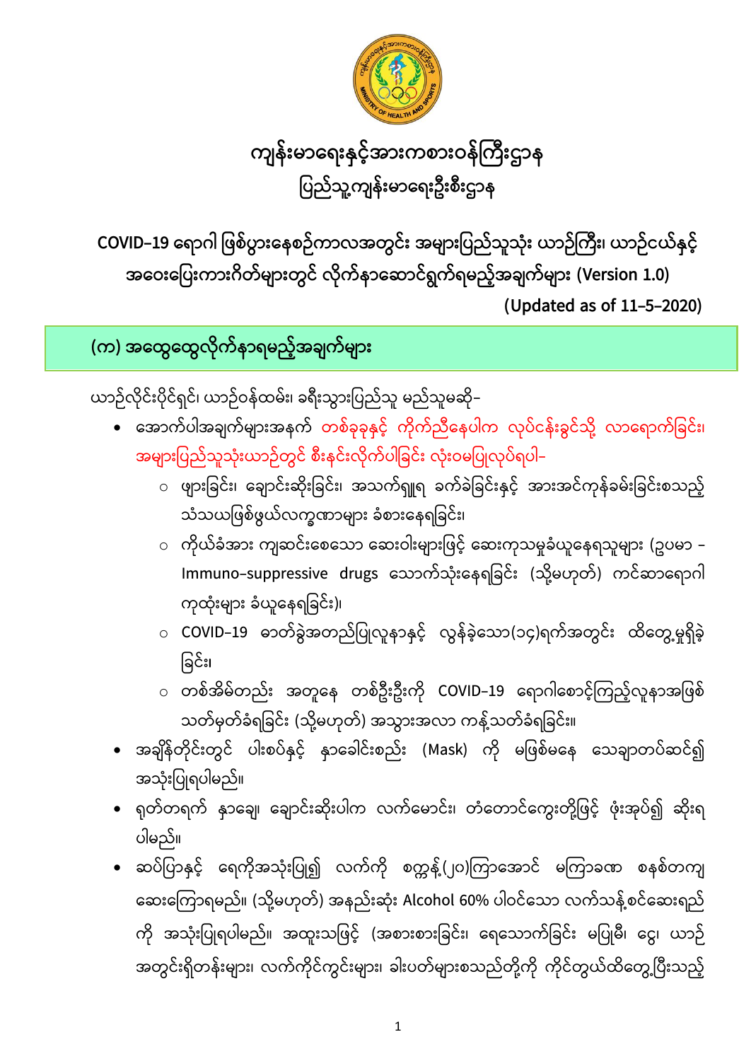# ကျန်းမာရေးနှင့်အားကစားဝန်ကြီးဌာန
## ပြည်သူ့ကျန်းမာရေးဦးစီးဌာန

**COVID-19 ရောဂါ ဖြစ်ပွားနေစဉ်ကာလအတွင်း အများပြည်သူသုံး ယာဉ်ကြီး၊ ယာဉ်ငယ်နှင့် အဝေးပြေးကားဂိတ်များတွင် လိုက်နာဆောင်ရွက်ရမည့်အချက်များ (Version 1.0)**

**(Updated as of 11-5-2020)**

## (က) အထွေထွေလိုက်နာရမည့်အချက်များ

ယာဉ်လိုင်းပိုင်ရှင်၊ ယာဉ်ဝန်ထမ်း၊ ခရီးသွားပြည်သူ မည်သူမဆို-

- အောက်ပါအချက်များအနက် တစ်ခုခုနှင့် ကိုက်ညီနေပါက လုပ်ငန်းခွင်သို့ လာရောက်ခြင်း၊ အများပြည်သူသုံးယာဉ်တွင် စီးနင်းလိုက်ပါခြင်း လုံးဝမပြုလုပ်ရပါ-
  - ဖျားခြင်း၊ ချောင်းဆိုးခြင်း၊ အသက်ရှူရ ခက်ခဲခြင်းနှင့် အားအင်ကုန်ခမ်းခြင်းစသည့် သံသယဖြစ်ဖွယ်လက္ခဏာများ ခံစားနေရခြင်း၊
  - ကိုယ်ခံအား ကျဆင်းစေသော ဆေးဝါးများဖြင့် ဆေးကုသမှုခံယူနေရသူများ (ဥပမာ - Immuno-suppressive drugs သောက်သုံးနေရခြင်း (သို့မဟုတ်) ကင်ဆာရောဂါ ကုထုံးများ ခံယူနေရခြင်း)၊
  - COVID-19 ဓာတ်ခွဲအတည်ပြုလူနာနှင့် လွန်ခဲ့သော(၁၄)ရက်အတွင်း ထိတွေ့မှုရှိခဲ့ခြင်း၊
  - တစ်အိမ်တည်း အတူနေ တစ်ဦးဦးကို COVID-19 ရောဂါစောင့်ကြည့်လူနာအဖြစ် သတ်မှတ်ခံရခြင်း (သို့မဟုတ်) အသွားအလာ ကန့်သတ်ခံရခြင်း။
- အချိန်တိုင်းတွင် ပါးစပ်နှင့် နှာခေါင်းစည်း (Mask) ကို မဖြစ်မနေ သေချာတပ်ဆင်၍ အသုံးပြုရပါမည်။
- ရုတ်တရက် နှာချေ၊ ချောင်းဆိုးပါက လက်မောင်း၊ တံတောင်ကွေးတို့ဖြင့် ဖုံးအုပ်၍ ဆိုးရပါမည်။
- ဆပ်ပြာနှင့် ရေကိုအသုံးပြု၍ လက်ကို စက္ကန့်(၂၀)ကြာအောင် မကြာခဏ စနစ်တကျ ဆေးကြောရမည်။ (သို့မဟုတ်) အနည်းဆုံး Alcohol 60% ပါဝင်သော လက်သန့်စင်ဆေးရည်ကို အသုံးပြုရပါမည်။ အထူးသဖြင့် (အစားစားခြင်း၊ ရေသောက်ခြင်း မပြုမီ၊ ငွေ၊ ယာဉ်အတွင်းရှိတန်းများ၊ လက်ကိုင်ကွင်းများ၊ ခါးပတ်များစသည်တို့ကို ကိုင်တွယ်ထိတွေ့ပြီးသည့်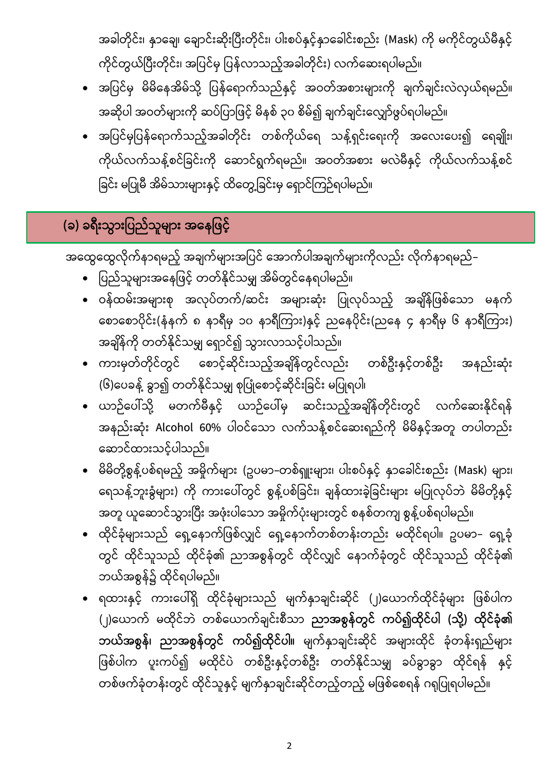အခါတိုင်း၊ နှာချေ၊ ချောင်းဆိုးပြီးတိုင်း၊ ပါးစပ်နှင့်နှာခေါင်းစည်း (Mask) ကို မကိုင်တွယ်မီနှင့် ကိုင်တွယ်ပြီးတိုင်း၊ အပြင်မှ ပြန်လာသည့်အခါတိုင်း) လက်ဆေးရပါမည်။

- အပြင်မှ မိမိနေအိမ်သို့ ပြန်ရောက်သည်နှင့် အဝတ်အစားများကို ချက်ချင်းလဲလှယ်ရမည်။ အဆိုပါ အဝတ်များကို ဆပ်ပြာဖြင့် မိနစ် ၃၀ စိမ်၍ ချက်ချင်းလျှော်ဖွပ်ရပါမည်။
- အပြင်မှပြန်ရောက်သည့်အခါတိုင်း တစ်ကိုယ်ရေ သန့်ရှင်းရေးကို အလေးပေး၍ ရေချိုး၊ ကိုယ်လက်သန့်စင်ခြင်းကို ဆောင်ရွက်ရမည်။ အဝတ်အစား မလဲမီနှင့် ကိုယ်လက်သန့်စင်ခြင်း မပြုမီ အိမ်သားများနှင့် ထိတွေ့ခြင်းမှ ရှောင်ကြဉ်ရပါမည်။

## (ခ) ခရီးသွားပြည်သူများ အနေဖြင့်

အထွေထွေလိုက်နာရမည့် အချက်များအပြင် အောက်ပါအချက်များကိုလည်း လိုက်နာရမည်-

- ပြည်သူများအနေဖြင့် တတ်နိုင်သမျှ အိမ်တွင်နေရပါမည်။
- ဝန်ထမ်းအများစု အလုပ်တက်/ဆင်း အများဆုံး ပြုလုပ်သည့် အချိန်ဖြစ်သော မနက်စောစောပိုင်း(နံနက် ၈ နာရီမှ ၁၀ နာရီကြား)နှင့် ညနေပိုင်း(ညနေ ၄ နာရီမှ ၆ နာရီကြား) အချိန်ကို တတ်နိုင်သမျှ ရှောင်၍ သွားလာသင့်ပါသည်။
- ကားမှတ်တိုင်တွင် စောင့်ဆိုင်းသည့်အချိန်တွင်လည်း တစ်ဦးနှင့်တစ်ဦး အနည်းဆုံး (၆)ပေခန့် ခွာ၍ တတ်နိုင်သမျှ စုပြုံစောင့်ဆိုင်းခြင်း မပြုရပါ။
- ယာဉ်ပေါ်သို့ မတက်မီနှင့် ယာဉ်ပေါ်မှ ဆင်းသည့်အချိန်တိုင်းတွင် လက်ဆေးနိုင်ရန် အနည်းဆုံး Alcohol 60% ပါဝင်သော လက်သန့်စင်ဆေးရည်ကို မိမိနှင့်အတူ တပါတည်း ဆောင်ထားသင့်ပါသည်။
- မိမိတို့စွန့်ပစ်ရမည့် အမှိုက်များ (ဥပမာ-တစ်ရှူးများ၊ ပါးစပ်နှင့် နှာခေါင်းစည်း (Mask) များ၊ ရေသန့်ဘူးခွံများ) ကို ကားပေါ်တွင် စွန့်ပစ်ခြင်း၊ ချန်ထားခဲ့ခြင်းများ မပြုလုပ်ဘဲ မိမိတို့နှင့်အတူ ယူဆောင်သွားပြီး အဖုံးပါသော အမှိုက်ပုံးများတွင် စနစ်တကျ စွန့်ပစ်ရပါမည်။
- ထိုင်ခုံများသည် ရှေ့နောက်ဖြစ်လျှင် ရှေ့နောက်တစ်တန်းတည်း မထိုင်ရပါ။ ဥပမာ- ရှေ့ခုံတွင် ထိုင်သူသည် ထိုင်ခုံ၏ ညာအစွန်တွင် ထိုင်လျှင် နောက်ခုံတွင် ထိုင်သူသည် ထိုင်ခုံ၏ ဘယ်အစွန်၌ ထိုင်ရပါမည်။
- ရထားနှင့် ကားပေါ်ရှိ ထိုင်ခုံများသည် မျက်နှာချင်းဆိုင် (၂)ယောက်ထိုင်ခုံများ ဖြစ်ပါက (၂)ယောက် မထိုင်ဘဲ တစ်ယောက်ချင်းစီသာ **ညာအစွန်တွင် ကပ်၍ထိုင်ပါ (သို့) ထိုင်ခုံ၏ ဘယ်အစွန်၊ ညာအစွန်တွင် ကပ်၍ထိုင်ပါ။** မျက်နှာချင်းဆိုင် အများထိုင် ခုံတန်းရှည်များ ဖြစ်ပါက ပူးကပ်၍ မထိုင်ပဲ တစ်ဦးနှင့်တစ်ဦး တတ်နိုင်သမျှ ခပ်ခွာခွာ ထိုင်ရန် နှင့် တစ်ဖက်ခုံတန်းတွင် ထိုင်သူနှင့် မျက်နှာချင်းဆိုင်တည့်တည့် မဖြစ်စေရန် ဂရုပြုရပါမည်။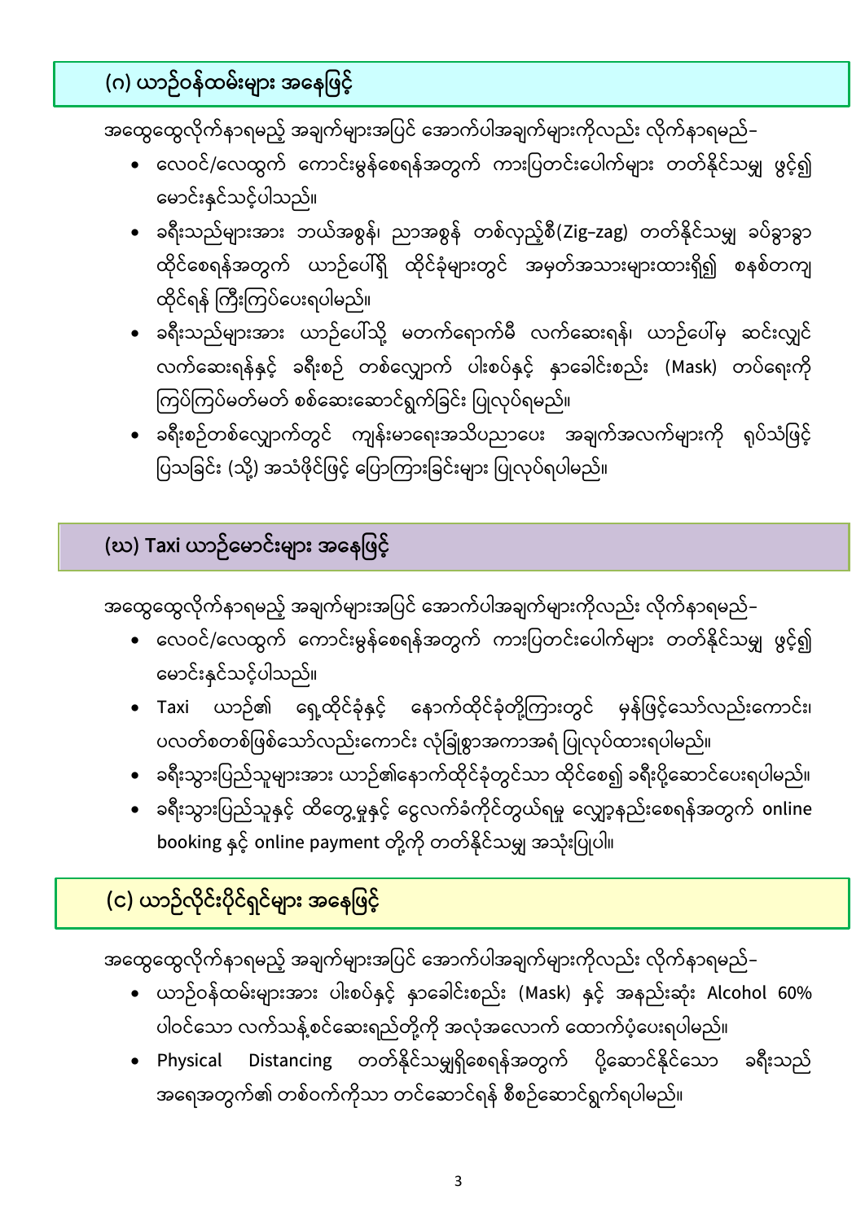## (ဂ) ယာဉ်ဝန်ထမ်းများ အနေဖြင့်

အထွေထွေလိုက်နာရမည့် အချက်များအပြင် အောက်ပါအချက်များကိုလည်း လိုက်နာရမည်–

- လေဝင်/လေထွက် ကောင်းမွန်စေရန်အတွက် ကားပြတင်းပေါက်များ တတ်နိုင်သမျှ ဖွင့်၍ မောင်းနှင်သင့်ပါသည်။
- ခရီးသည်များအား ဘယ်အစွန်၊ ညာအစွန် တစ်လှည့်စီ(Zig–zag) တတ်နိုင်သမျှ ခပ်ခွာခွာ ထိုင်စေရန်အတွက် ယာဉ်ပေါ်ရှိ ထိုင်ခုံများတွင် အမှတ်အသားများထားရှိ၍ စနစ်တကျ ထိုင်ရန် ကြီးကြပ်ပေးရပါမည်။
- ခရီးသည်များအား ယာဉ်ပေါ်သို့ မတက်ရောက်မီ လက်ဆေးရန်၊ ယာဉ်ပေါ်မှ ဆင်းလျှင် လက်ဆေးရန်နှင့် ခရီးစဉ် တစ်လျှောက် ပါးစပ်နှင့် နှာခေါင်းစည်း (Mask) တပ်ရေးကို ကြပ်ကြပ်မတ်မတ် စစ်ဆေးဆောင်ရွက်ခြင်း ပြုလုပ်ရမည်။
- ခရီးစဉ်တစ်လျှောက်တွင် ကျန်းမာရေးအသိပညာပေး အချက်အလက်များကို ရုပ်သံဖြင့် ပြသခြင်း (သို့) အသံဖိုင်ဖြင့် ပြောကြားခြင်းများ ပြုလုပ်ရပါမည်။

## (ဃ) Taxi ယာဉ်မောင်းများ အနေဖြင့်

အထွေထွေလိုက်နာရမည့် အချက်များအပြင် အောက်ပါအချက်များကိုလည်း လိုက်နာရမည်–

- လေဝင်/လေထွက် ကောင်းမွန်စေရန်အတွက် ကားပြတင်းပေါက်များ တတ်နိုင်သမျှ ဖွင့်၍ မောင်းနှင်သင့်ပါသည်။
- Taxi ယာဉ်၏ ရှေ့ထိုင်ခုံနှင့် နောက်ထိုင်ခုံတို့ကြားတွင် မှန်ဖြင့်သော်လည်းကောင်း၊ ပလတ်စတစ်ဖြင့်သော်လည်းကောင်း လုံခြုံစွာအကာအရံ ပြုလုပ်ထားရပါမည်။
- ခရီးသွားပြည်သူများအား ယာဉ်၏နောက်ထိုင်ခုံတွင်သာ ထိုင်စေ၍ ခရီးပို့ဆောင်ပေးရပါမည်။
- ခရီးသွားပြည်သူနှင့် ထိတွေ့မှုနှင့် ငွေလက်ခံကိုင်တွယ်ရမှု လျှော့နည်းစေရန်အတွက် online booking နှင့် online payment တို့ကို တတ်နိုင်သမျှ အသုံးပြုပါ။

## (င) ယာဉ်လိုင်းပိုင်ရှင်များ အနေဖြင့်

အထွေထွေလိုက်နာရမည့် အချက်များအပြင် အောက်ပါအချက်များကိုလည်း လိုက်နာရမည်–

- ယာဉ်ဝန်ထမ်းများအား ပါးစပ်နှင့် နှာခေါင်းစည်း (Mask) နှင့် အနည်းဆုံး Alcohol 60% ပါဝင်သော လက်သန့်စင်ဆေးရည်တို့ကို အလုံအလောက် ထောက်ပံ့ပေးရပါမည်။
- Physical Distancing တတ်နိုင်သမျှရှိစေရန်အတွက် ပို့ဆောင်နိုင်သော ခရီးသည် အရေအတွက်၏ တစ်ဝက်ကိုသာ တင်ဆောင်ရန် စီစဉ်ဆောင်ရွက်ရပါမည်။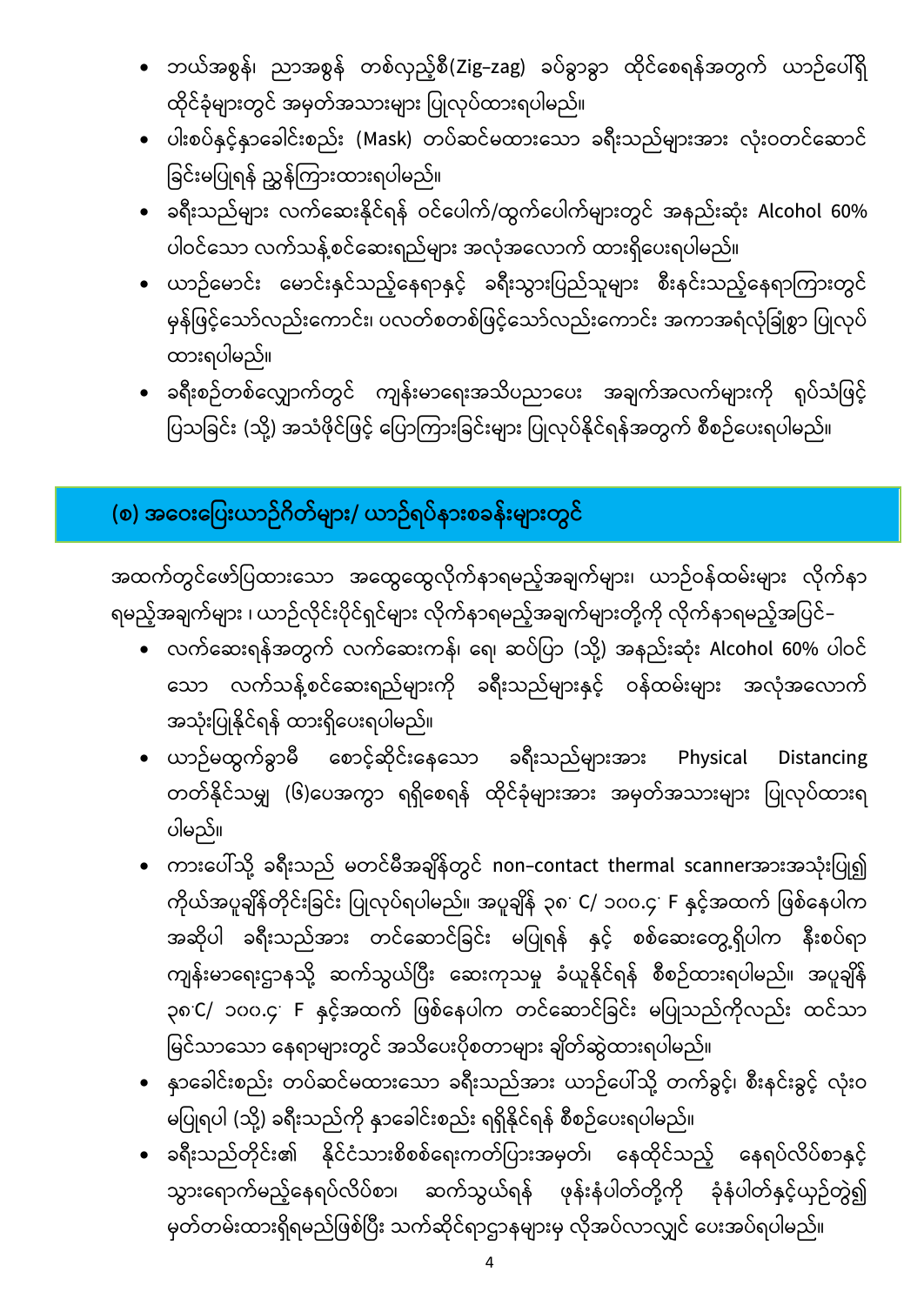- ဘယ်အစွန်၊ ညာအစွန် တစ်လှည့်စီ(Zig-zag) ခပ်ခွာခွာ ထိုင်စေရန်အတွက် ယာဉ်ပေါ်ရှိ ထိုင်ခုံများတွင် အမှတ်အသားများ ပြုလုပ်ထားရပါမည်။
- ပါးစပ်နှင့်နှာခေါင်းစည်း (Mask) တပ်ဆင်မထားသော ခရီးသည်များအား လုံးဝတင်ဆောင်ခြင်းမပြုရန် ညွှန်ကြားထားရပါမည်။
- ခရီးသည်များ လက်ဆေးနိုင်ရန် ဝင်ပေါက်/ထွက်ပေါက်များတွင် အနည်းဆုံး Alcohol 60% ပါဝင်သော လက်သန့်စင်ဆေးရည်များ အလုံအလောက် ထားရှိပေးရပါမည်။
- ယာဉ်မောင်း မောင်းနှင်သည့်နေရာနှင့် ခရီးသွားပြည်သူများ စီးနင်းသည့်နေရာကြားတွင် မှန်ဖြင့်သော်လည်းကောင်း၊ ပလတ်စတစ်ဖြင့်သော်လည်းကောင်း အကာအရံလုံခြုံစွာ ပြုလုပ်ထားရပါမည်။
- ခရီးစဉ်တစ်လျှောက်တွင် ကျန်းမာရေးအသိပညာပေး အချက်အလက်များကို ရုပ်သံဖြင့်ပြသခြင်း (သို့) အသံဖိုင်ဖြင့် ပြောကြားခြင်းများ ပြုလုပ်နိုင်ရန်အတွက် စီစဉ်ပေးရပါမည်။

## (စ) အဝေးပြေးယာဉ်ဂိတ်များ/ ယာဉ်ရပ်နားစခန်းများတွင်

အထက်တွင်ဖော်ပြထားသော အထွေထွေလိုက်နာရမည့်အချက်များ၊ ယာဉ်ဝန်ထမ်းများ လိုက်နာရမည့်အချက်များ ၊ ယာဉ်လိုင်းပိုင်ရှင်များ လိုက်နာရမည့်အချက်များတို့ကို လိုက်နာရမည့်အပြင်-

- လက်ဆေးရန်အတွက် လက်ဆေးကန်၊ ရေ၊ ဆပ်ပြာ (သို့) အနည်းဆုံး Alcohol 60% ပါဝင်သော လက်သန့်စင်ဆေးရည်များကို ခရီးသည်များနှင့် ဝန်ထမ်းများ အလုံအလောက် အသုံးပြုနိုင်ရန် ထားရှိပေးရပါမည်။
- ယာဉ်မထွက်ခွာမီ စောင့်ဆိုင်းနေသော ခရီးသည်များအား Physical Distancing တတ်နိုင်သမျှ (၆)ပေအကွာ ရရှိစေရန် ထိုင်ခုံများအား အမှတ်အသားများ ပြုလုပ်ထားရပါမည်။
- ကားပေါ်သို့ ခရီးသည် မတင်မီအချိန်တွင် non-contact thermal scannerအားအသုံးပြု၍ ကိုယ်အပူချိန်တိုင်းခြင်း ပြုလုပ်ရပါမည်။ အပူချိန် ၃၈° C/ ၁၀၀.၄° F နှင့်အထက် ဖြစ်နေပါက အဆိုပါ ခရီးသည်အား တင်ဆောင်ခြင်း မပြုရန် နှင့် စစ်ဆေးတွေ့ရှိပါက နီးစပ်ရာ ကျန်းမာရေးဌာနသို့ ဆက်သွယ်ပြီး ဆေးကုသမှု ခံယူနိုင်ရန် စီစဉ်ထားရပါမည်။ အပူချိန် ၃၈°C/ ၁၀၀.၄° F နှင့်အထက် ဖြစ်နေပါက တင်ဆောင်ခြင်း မပြုသည်ကိုလည်း ထင်သာမြင်သာသော နေရာများတွင် အသိပေးပိုစတာများ ချိတ်ဆွဲထားရပါမည်။
- နှာခေါင်းစည်း တပ်ဆင်မထားသော ခရီးသည်အား ယာဉ်ပေါ်သို့ တက်ခွင့်၊ စီးနင်းခွင့် လုံးဝမပြုရပါ (သို့) ခရီးသည်ကို နှာခေါင်းစည်း ရရှိနိုင်ရန် စီစဉ်ပေးရပါမည်။
- ခရီးသည်တိုင်း၏ နိုင်ငံသားစိစစ်ရေးကတ်ပြားအမှတ်၊ နေထိုင်သည့် နေရပ်လိပ်စာနှင့် သွားရောက်မည့်နေရပ်လိပ်စာ၊ ဆက်သွယ်ရန် ဖုန်းနံပါတ်တို့ကို ခုံနံပါတ်နှင့်ယှဉ်တွဲ၍ မှတ်တမ်းထားရှိရမည်ဖြစ်ပြီး သက်ဆိုင်ရာဌာနများမှ လိုအပ်လာလျှင် ပေးအပ်ရပါမည်။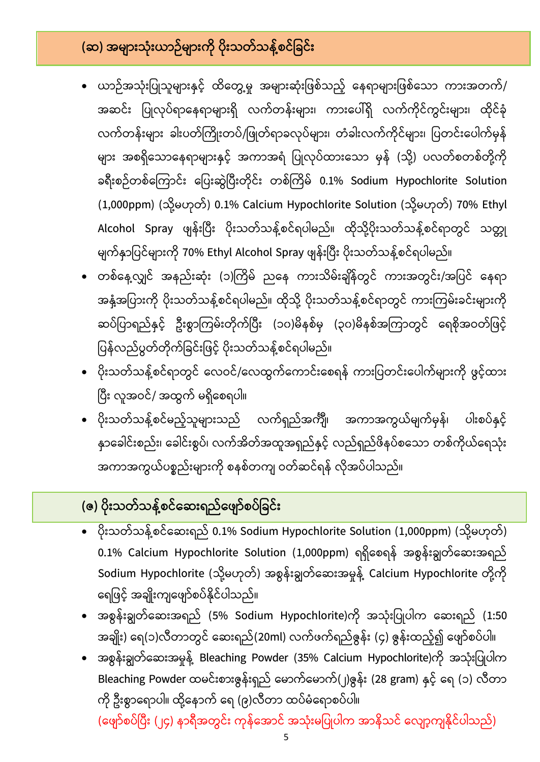## (ဆ) အများသုံးယာဉ်များကို ပိုးသတ်သန့်စင်ခြင်း

- ယာဉ်အသုံးပြုသူများနှင့် ထိတွေ့မှု အများဆုံးဖြစ်သည့် နေရာများဖြစ်သော ကားအတက်/အဆင်း ပြုလုပ်ရာနေရာများရှိ လက်တန်းများ၊ ကားပေါ်ရှိ လက်ကိုင်ကွင်းများ၊ ထိုင်ခုံလက်တန်းများ ခါးပတ်ကြိုးတပ်/ဖြုတ်ရာခလုပ်များ၊ တံခါးလက်ကိုင်များ၊ ပြတင်းပေါက်မှန်များ အစရှိသောနေရာများနှင့် အကာအရံ ပြုလုပ်ထားသော မှန် (သို့) ပလတ်စတစ်တို့ကို ခရီးစဉ်တစ်ကြောင်း ပြေးဆွဲပြီးတိုင်း တစ်ကြိမ် 0.1% Sodium Hypochlorite Solution (1,000ppm) (သို့မဟုတ်) 0.1% Calcium Hypochlorite Solution (သို့မဟုတ်) 70% Ethyl Alcohol Spray ဖျန်းပြီး ပိုးသတ်သန့်စင်ရပါမည်။ ထိုသို့ပိုးသတ်သန့်စင်ရာတွင် သတ္တုမျက်နှာပြင်များကို 70% Ethyl Alcohol Spray ဖျန်းပြီး ပိုးသတ်သန့်စင်ရပါမည်။
- တစ်နေ့လျှင် အနည်းဆုံး (၁)ကြိမ် ညနေ ကားသိမ်းချိန်တွင် ကားအတွင်း/အပြင် နေရာအနှံ့အပြားကို ပိုးသတ်သန့်စင်ရပါမည်။ ထိုသို့ ပိုးသတ်သန့်စင်ရာတွင် ကားကြမ်းခင်းများကို ဆပ်ပြာရည်နှင့် ဦးစွာကြမ်းတိုက်ပြီး (၁၀)မိနစ်မှ (၃၀)မိနစ်အကြာတွင် ရေစိုအဝတ်ဖြင့် ပြန်လည်ပွတ်တိုက်ခြင်းဖြင့် ပိုးသတ်သန့်စင်ရပါမည်။
- ပိုးသတ်သန့်စင်ရာတွင် လေဝင်/လေထွက်ကောင်းစေရန် ကားပြတင်းပေါက်များကို ဖွင့်ထားပြီး လူအဝင်/ အထွက် မရှိစေရပါ။
- ပိုးသတ်သန့်စင်မည့်သူများသည် လက်ရှည်အင်္ကျီ၊ အကာအကွယ်မျက်မှန်၊ ပါးစပ်နှင့်နှာခေါင်းစည်း၊ ခေါင်းစွပ်၊ လက်အိတ်အထူအရှည်နှင့် လည်ရှည်ဖိနပ်စသော တစ်ကိုယ်ရေသုံး အကာအကွယ်ပစ္စည်းများကို စနစ်တကျ ဝတ်ဆင်ရန် လိုအပ်ပါသည်။

## (ဇ) ပိုးသတ်သန့်စင်ဆေးရည်ဖျော်စပ်ခြင်း

- ပိုးသတ်သန့်စင်ဆေးရည် 0.1% Sodium Hypochlorite Solution (1,000ppm) (သို့မဟုတ်) 0.1% Calcium Hypochlorite Solution (1,000ppm) ရရှိစေရန် အစွန်းချွတ်ဆေးအရည် Sodium Hypochlorite (သို့မဟုတ်) အစွန်းချွတ်ဆေးအမှုန့် Calcium Hypochlorite တို့ကို ရေဖြင့် အချိုးကျဖျော်စပ်နိုင်ပါသည်။
- အစွန်းချွတ်ဆေးအရည် (5% Sodium Hypochlorite)ကို အသုံးပြုပါက ဆေးရည် (1:50 အချိုး) ရေ(၁)လီတာတွင် ဆေးရည်(20ml) လက်ဖက်ရည်ဇွန်း (၄) ဇွန်းထည့်၍ ဖျော်စပ်ပါ။
- အစွန်းချွတ်ဆေးအမှုန့် Bleaching Powder (35% Calcium Hypochlorite)ကို အသုံးပြုပါက Bleaching Powder ထမင်းစားဇွန်းရှည် မောက်မောက်(၂)ဇွန်း (28 gram) နှင့် ရေ (၁) လီတာကို ဦးစွာရောပါ။ ထို့နောက် ရေ (၉)လီတာ ထပ်မံရောစပ်ပါ။

(ဖျော်စပ်ပြီး (၂၄) နာရီအတွင်း ကုန်အောင် အသုံးမပြုပါက အာနိသင် လျော့ကျနိုင်ပါသည်)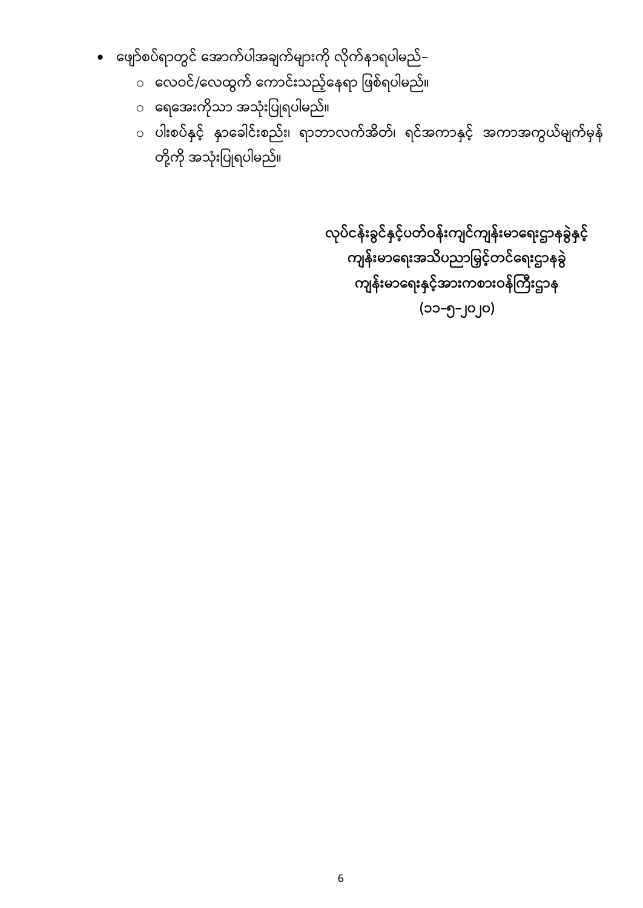- ဖျော်စပ်ရာတွင် အောက်ပါအချက်များကို လိုက်နာရပါမည်-
    - လေဝင်/လေထွက် ကောင်းသည့်နေရာ ဖြစ်ရပါမည်။
    - ရေအေးကိုသာ အသုံးပြုရပါမည်။
    - ပါးစပ်နှင့် နှာခေါင်းစည်း၊ ရာဘာလက်အိတ်၊ ရင်အကာနှင့် အကာအကွယ်မျက်မှန်တို့ကို အသုံးပြုရပါမည်။

**လုပ်ငန်းခွင်နှင့်ပတ်ဝန်းကျင်ကျန်းမာရေးဌာနခွဲနှင့်**
**ကျန်းမာရေးအသိပညာမြှင့်တင်ရေးဌာနခွဲ**
**ကျန်းမာရေးနှင့်အားကစားဝန်ကြီးဌာန**
**(၁၁-၅-၂၀၂၀)**